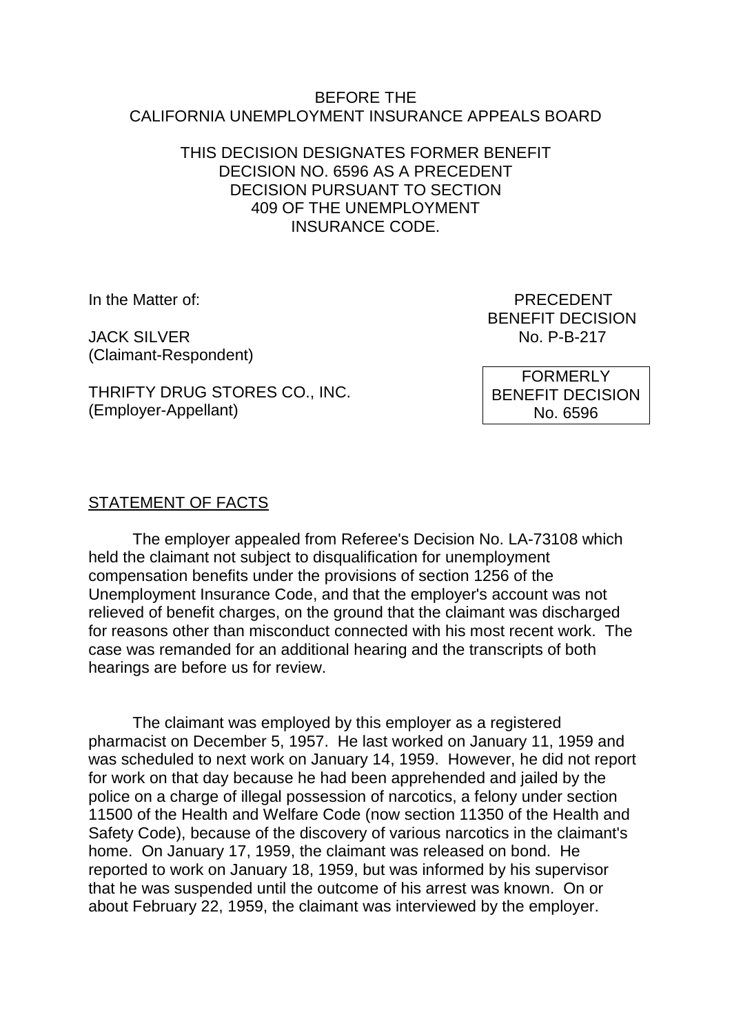BEFORE THE
CALIFORNIA UNEMPLOYMENT INSURANCE APPEALS BOARD

THIS DECISION DESIGNATES FORMER BENEFIT DECISION NO. 6596 AS A PRECEDENT DECISION PURSUANT TO SECTION 409 OF THE UNEMPLOYMENT INSURANCE CODE.

In the Matter of:

JACK SILVER
(Claimant-Respondent)

THRIFTY DRUG STORES CO., INC.
(Employer-Appellant)

PRECEDENT
BENEFIT DECISION
No. P-B-217

FORMERLY
BENEFIT DECISION
No. 6596

## STATEMENT OF FACTS

The employer appealed from Referee's Decision No. LA-73108 which held the claimant not subject to disqualification for unemployment compensation benefits under the provisions of section 1256 of the Unemployment Insurance Code, and that the employer's account was not relieved of benefit charges, on the ground that the claimant was discharged for reasons other than misconduct connected with his most recent work. The case was remanded for an additional hearing and the transcripts of both hearings are before us for review.

The claimant was employed by this employer as a registered pharmacist on December 5, 1957. He last worked on January 11, 1959 and was scheduled to next work on January 14, 1959. However, he did not report for work on that day because he had been apprehended and jailed by the police on a charge of illegal possession of narcotics, a felony under section 11500 of the Health and Welfare Code (now section 11350 of the Health and Safety Code), because of the discovery of various narcotics in the claimant's home. On January 17, 1959, the claimant was released on bond. He reported to work on January 18, 1959, but was informed by his supervisor that he was suspended until the outcome of his arrest was known. On or about February 22, 1959, the claimant was interviewed by the employer.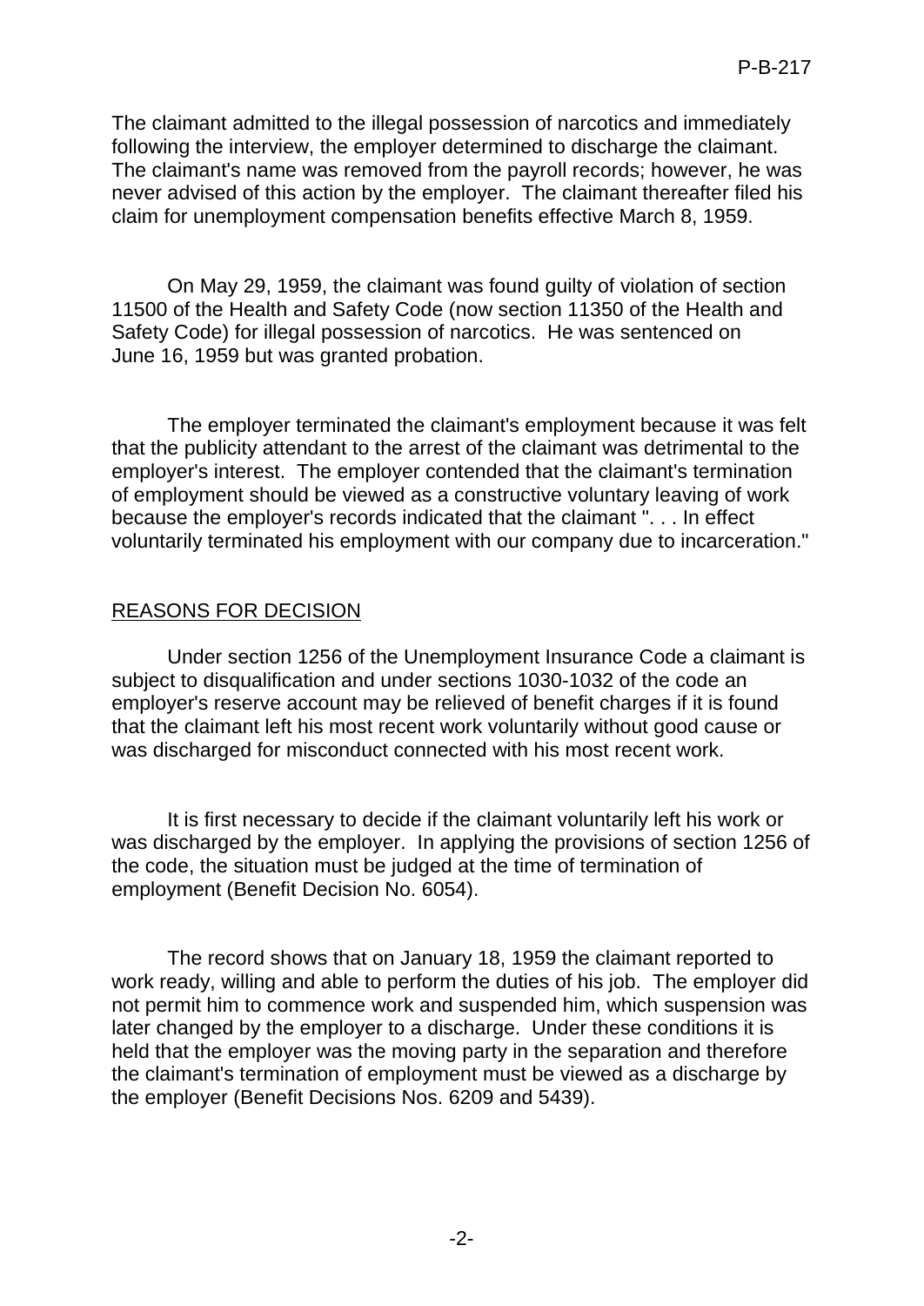The claimant admitted to the illegal possession of narcotics and immediately following the interview, the employer determined to discharge the claimant. The claimant's name was removed from the payroll records; however, he was never advised of this action by the employer. The claimant thereafter filed his claim for unemployment compensation benefits effective March 8, 1959.

On May 29, 1959, the claimant was found guilty of violation of section 11500 of the Health and Safety Code (now section 11350 of the Health and Safety Code) for illegal possession of narcotics. He was sentenced on June 16, 1959 but was granted probation.

The employer terminated the claimant's employment because it was felt that the publicity attendant to the arrest of the claimant was detrimental to the employer's interest. The employer contended that the claimant's termination of employment should be viewed as a constructive voluntary leaving of work because the employer's records indicated that the claimant ". . . In effect voluntarily terminated his employment with our company due to incarceration."

## REASONS FOR DECISION

Under section 1256 of the Unemployment Insurance Code a claimant is subject to disqualification and under sections 1030-1032 of the code an employer's reserve account may be relieved of benefit charges if it is found that the claimant left his most recent work voluntarily without good cause or was discharged for misconduct connected with his most recent work.

It is first necessary to decide if the claimant voluntarily left his work or was discharged by the employer. In applying the provisions of section 1256 of the code, the situation must be judged at the time of termination of employment (Benefit Decision No. 6054).

The record shows that on January 18, 1959 the claimant reported to work ready, willing and able to perform the duties of his job. The employer did not permit him to commence work and suspended him, which suspension was later changed by the employer to a discharge. Under these conditions it is held that the employer was the moving party in the separation and therefore the claimant's termination of employment must be viewed as a discharge by the employer (Benefit Decisions Nos. 6209 and 5439).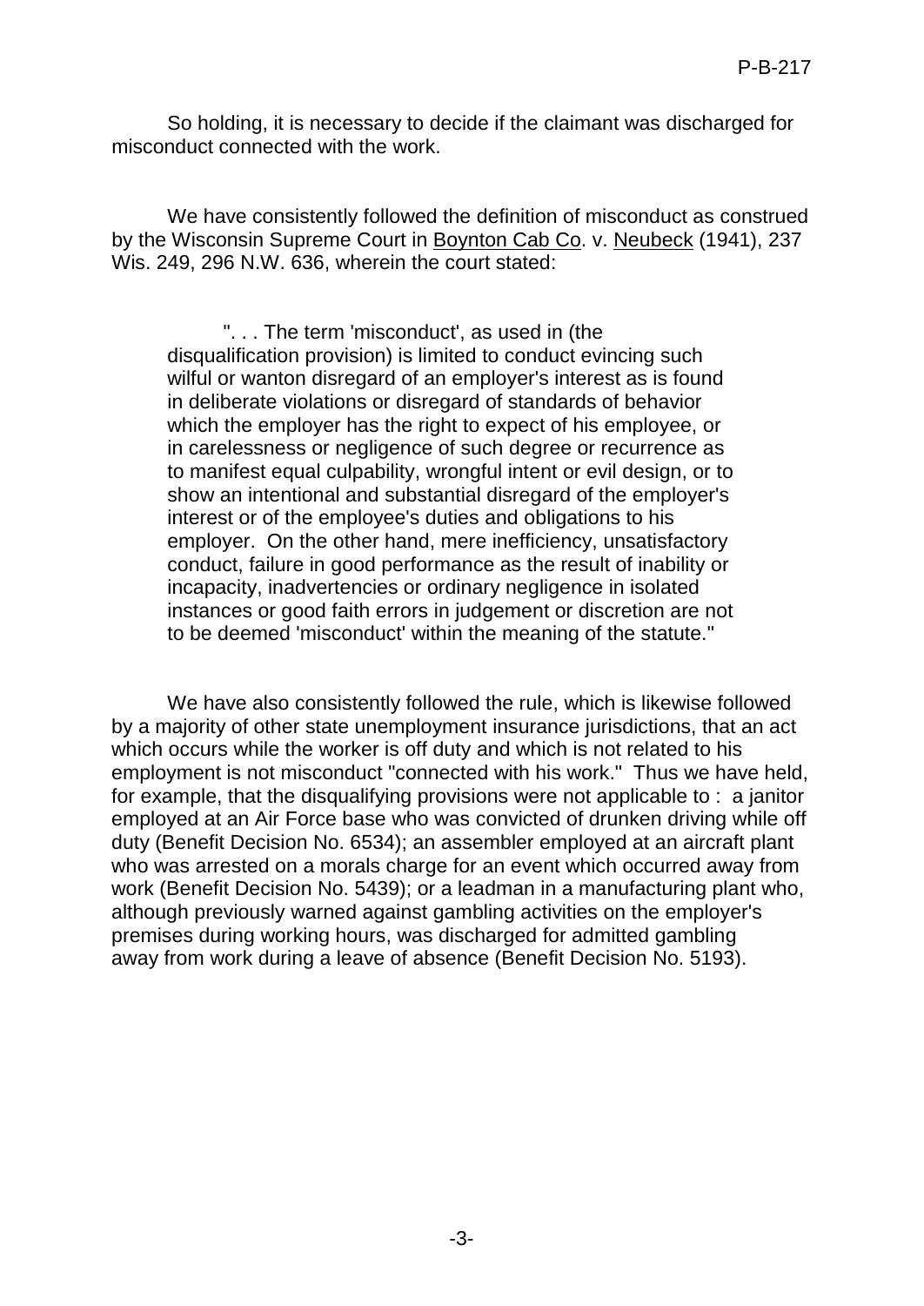So holding, it is necessary to decide if the claimant was discharged for misconduct connected with the work.

We have consistently followed the definition of misconduct as construed by the Wisconsin Supreme Court in Boynton Cab Co. v. Neubeck (1941), 237 Wis. 249, 296 N.W. 636, wherein the court stated:

> ". . . The term 'misconduct', as used in (the disqualification provision) is limited to conduct evincing such wilful or wanton disregard of an employer's interest as is found in deliberate violations or disregard of standards of behavior which the employer has the right to expect of his employee, or in carelessness or negligence of such degree or recurrence as to manifest equal culpability, wrongful intent or evil design, or to show an intentional and substantial disregard of the employer's interest or of the employee's duties and obligations to his employer. On the other hand, mere inefficiency, unsatisfactory conduct, failure in good performance as the result of inability or incapacity, inadvertencies or ordinary negligence in isolated instances or good faith errors in judgement or discretion are not to be deemed 'misconduct' within the meaning of the statute."

We have also consistently followed the rule, which is likewise followed by a majority of other state unemployment insurance jurisdictions, that an act which occurs while the worker is off duty and which is not related to his employment is not misconduct "connected with his work." Thus we have held, for example, that the disqualifying provisions were not applicable to : a janitor employed at an Air Force base who was convicted of drunken driving while off duty (Benefit Decision No. 6534); an assembler employed at an aircraft plant who was arrested on a morals charge for an event which occurred away from work (Benefit Decision No. 5439); or a leadman in a manufacturing plant who, although previously warned against gambling activities on the employer's premises during working hours, was discharged for admitted gambling away from work during a leave of absence (Benefit Decision No. 5193).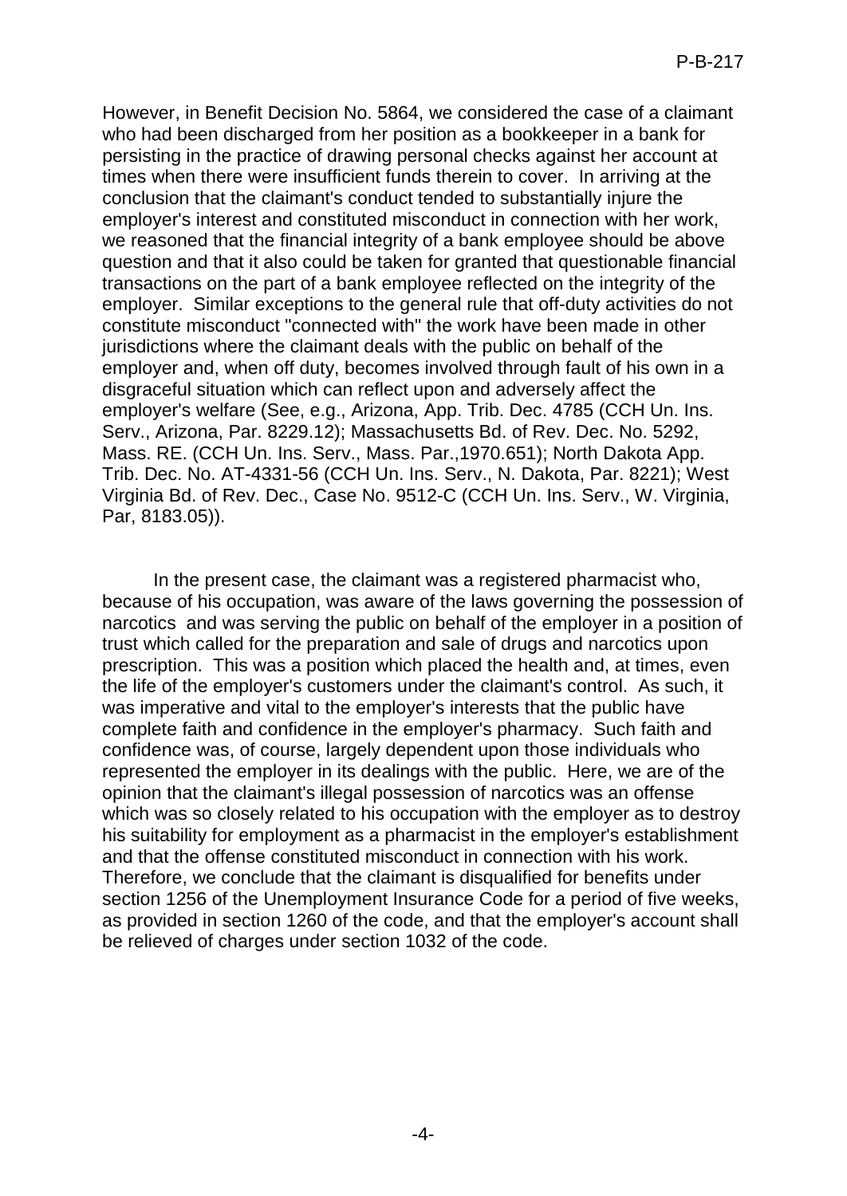However, in Benefit Decision No. 5864, we considered the case of a claimant who had been discharged from her position as a bookkeeper in a bank for persisting in the practice of drawing personal checks against her account at times when there were insufficient funds therein to cover. In arriving at the conclusion that the claimant's conduct tended to substantially injure the employer's interest and constituted misconduct in connection with her work, we reasoned that the financial integrity of a bank employee should be above question and that it also could be taken for granted that questionable financial transactions on the part of a bank employee reflected on the integrity of the employer. Similar exceptions to the general rule that off-duty activities do not constitute misconduct "connected with" the work have been made in other jurisdictions where the claimant deals with the public on behalf of the employer and, when off duty, becomes involved through fault of his own in a disgraceful situation which can reflect upon and adversely affect the employer's welfare (See, e.g., Arizona, App. Trib. Dec. 4785 (CCH Un. Ins. Serv., Arizona, Par. 8229.12); Massachusetts Bd. of Rev. Dec. No. 5292, Mass. RE. (CCH Un. Ins. Serv., Mass. Par.,1970.651); North Dakota App. Trib. Dec. No. AT-4331-56 (CCH Un. Ins. Serv., N. Dakota, Par. 8221); West Virginia Bd. of Rev. Dec., Case No. 9512-C (CCH Un. Ins. Serv., W. Virginia, Par, 8183.05)).

In the present case, the claimant was a registered pharmacist who, because of his occupation, was aware of the laws governing the possession of narcotics and was serving the public on behalf of the employer in a position of trust which called for the preparation and sale of drugs and narcotics upon prescription. This was a position which placed the health and, at times, even the life of the employer's customers under the claimant's control. As such, it was imperative and vital to the employer's interests that the public have complete faith and confidence in the employer's pharmacy. Such faith and confidence was, of course, largely dependent upon those individuals who represented the employer in its dealings with the public. Here, we are of the opinion that the claimant's illegal possession of narcotics was an offense which was so closely related to his occupation with the employer as to destroy his suitability for employment as a pharmacist in the employer's establishment and that the offense constituted misconduct in connection with his work. Therefore, we conclude that the claimant is disqualified for benefits under section 1256 of the Unemployment Insurance Code for a period of five weeks, as provided in section 1260 of the code, and that the employer's account shall be relieved of charges under section 1032 of the code.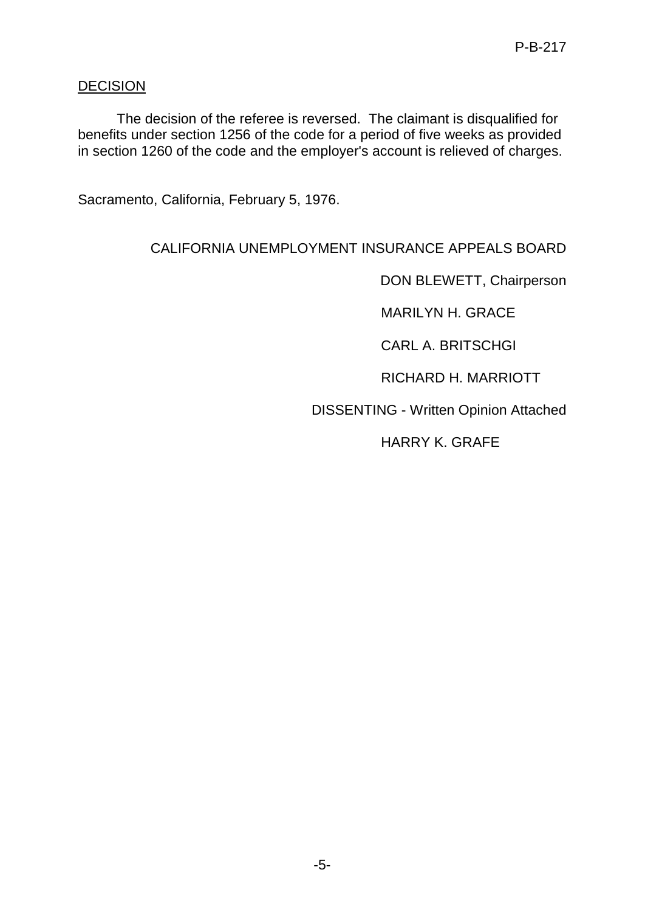## DECISION

The decision of the referee is reversed. The claimant is disqualified for benefits under section 1256 of the code for a period of five weeks as provided in section 1260 of the code and the employer's account is relieved of charges.

Sacramento, California, February 5, 1976.

CALIFORNIA UNEMPLOYMENT INSURANCE APPEALS BOARD

DON BLEWETT, Chairperson

MARILYN H. GRACE

CARL A. BRITSCHGI

RICHARD H. MARRIOTT

DISSENTING - Written Opinion Attached

HARRY K. GRAFE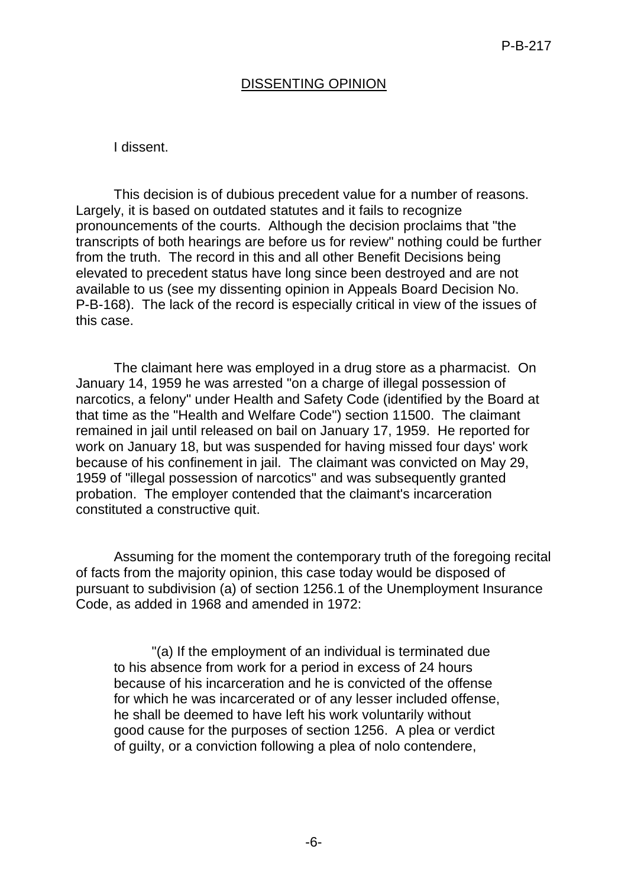## DISSENTING OPINION

I dissent.

This decision is of dubious precedent value for a number of reasons. Largely, it is based on outdated statutes and it fails to recognize pronouncements of the courts. Although the decision proclaims that "the transcripts of both hearings are before us for review" nothing could be further from the truth. The record in this and all other Benefit Decisions being elevated to precedent status have long since been destroyed and are not available to us (see my dissenting opinion in Appeals Board Decision No. P-B-168). The lack of the record is especially critical in view of the issues of this case.

The claimant here was employed in a drug store as a pharmacist. On January 14, 1959 he was arrested "on a charge of illegal possession of narcotics, a felony" under Health and Safety Code (identified by the Board at that time as the "Health and Welfare Code") section 11500. The claimant remained in jail until released on bail on January 17, 1959. He reported for work on January 18, but was suspended for having missed four days' work because of his confinement in jail. The claimant was convicted on May 29, 1959 of "illegal possession of narcotics" and was subsequently granted probation. The employer contended that the claimant's incarceration constituted a constructive quit.

Assuming for the moment the contemporary truth of the foregoing recital of facts from the majority opinion, this case today would be disposed of pursuant to subdivision (a) of section 1256.1 of the Unemployment Insurance Code, as added in 1968 and amended in 1972:

> "(a) If the employment of an individual is terminated due to his absence from work for a period in excess of 24 hours because of his incarceration and he is convicted of the offense for which he was incarcerated or of any lesser included offense, he shall be deemed to have left his work voluntarily without good cause for the purposes of section 1256. A plea or verdict of guilty, or a conviction following a plea of nolo contendere,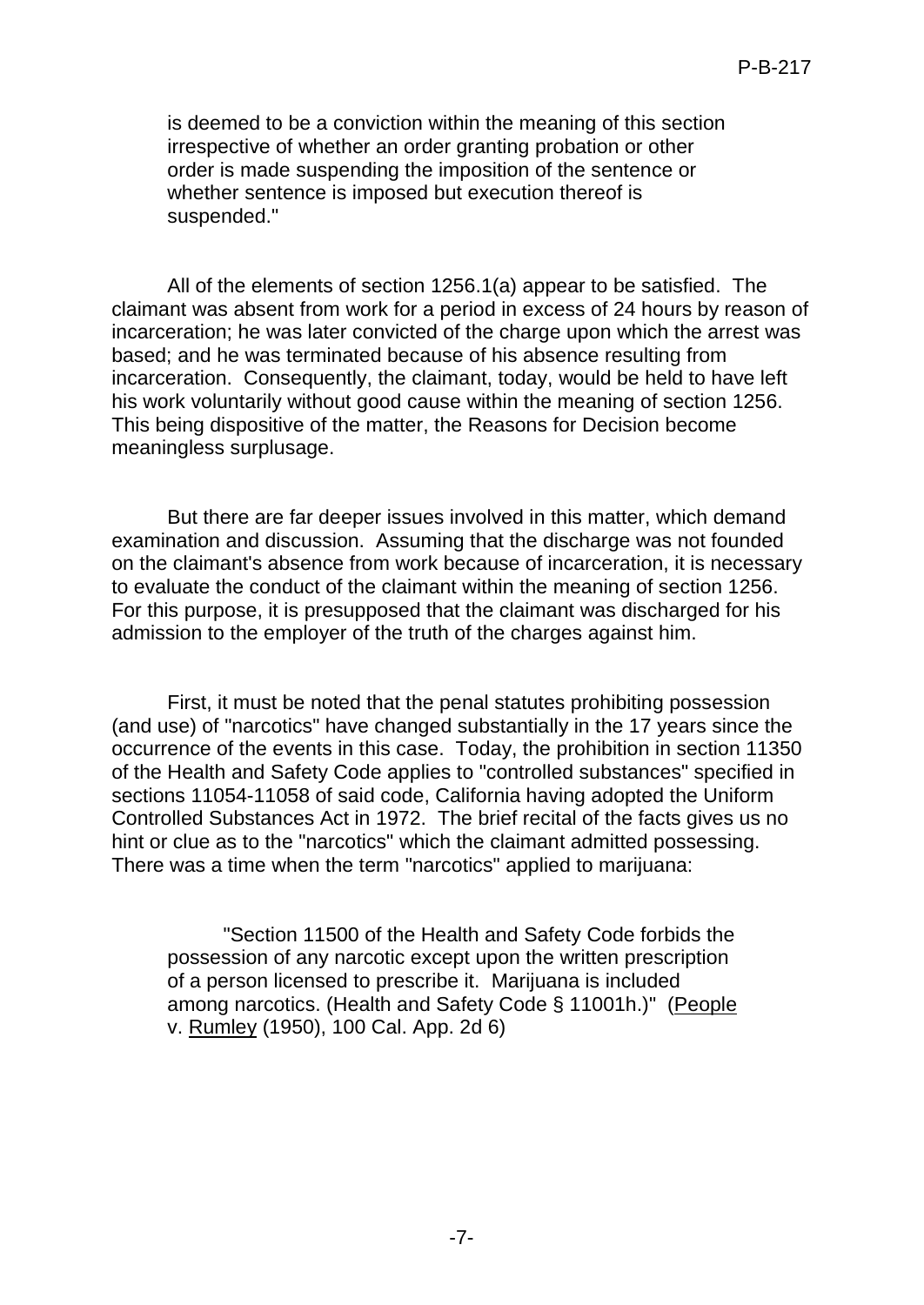> is deemed to be a conviction within the meaning of this section irrespective of whether an order granting probation or other order is made suspending the imposition of the sentence or whether sentence is imposed but execution thereof is suspended."

All of the elements of section 1256.1(a) appear to be satisfied. The claimant was absent from work for a period in excess of 24 hours by reason of incarceration; he was later convicted of the charge upon which the arrest was based; and he was terminated because of his absence resulting from incarceration. Consequently, the claimant, today, would be held to have left his work voluntarily without good cause within the meaning of section 1256. This being dispositive of the matter, the Reasons for Decision become meaningless surplusage.

But there are far deeper issues involved in this matter, which demand examination and discussion. Assuming that the discharge was not founded on the claimant's absence from work because of incarceration, it is necessary to evaluate the conduct of the claimant within the meaning of section 1256. For this purpose, it is presupposed that the claimant was discharged for his admission to the employer of the truth of the charges against him.

First, it must be noted that the penal statutes prohibiting possession (and use) of "narcotics" have changed substantially in the 17 years since the occurrence of the events in this case. Today, the prohibition in section 11350 of the Health and Safety Code applies to "controlled substances" specified in sections 11054-11058 of said code, California having adopted the Uniform Controlled Substances Act in 1972. The brief recital of the facts gives us no hint or clue as to the "narcotics" which the claimant admitted possessing. There was a time when the term "narcotics" applied to marijuana:

> "Section 11500 of the Health and Safety Code forbids the possession of any narcotic except upon the written prescription of a person licensed to prescribe it. Marijuana is included among narcotics. (Health and Safety Code § 11001h.)" (People v. Rumley (1950), 100 Cal. App. 2d 6)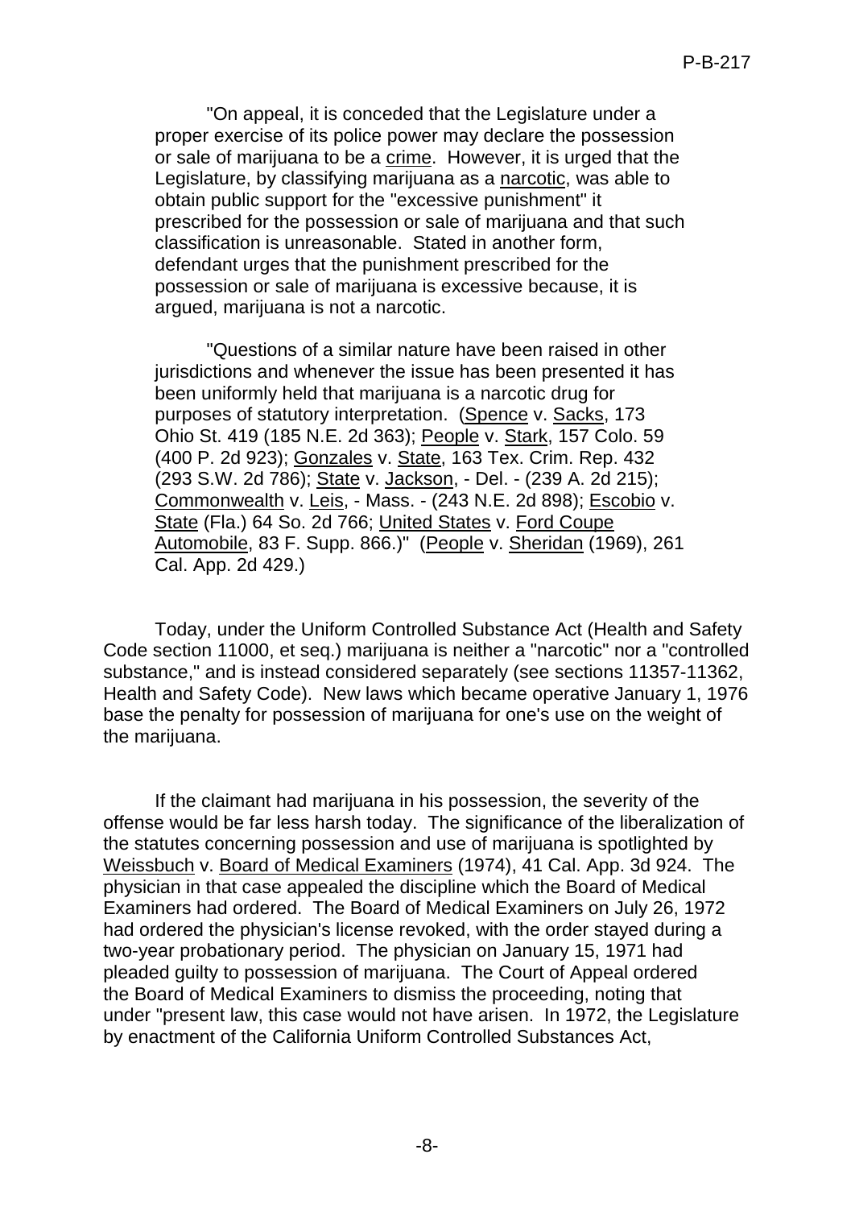"On appeal, it is conceded that the Legislature under a proper exercise of its police power may declare the possession or sale of marijuana to be a crime. However, it is urged that the Legislature, by classifying marijuana as a narcotic, was able to obtain public support for the "excessive punishment" it prescribed for the possession or sale of marijuana and that such classification is unreasonable. Stated in another form, defendant urges that the punishment prescribed for the possession or sale of marijuana is excessive because, it is argued, marijuana is not a narcotic.

"Questions of a similar nature have been raised in other jurisdictions and whenever the issue has been presented it has been uniformly held that marijuana is a narcotic drug for purposes of statutory interpretation. (Spence v. Sacks, 173 Ohio St. 419 (185 N.E. 2d 363); People v. Stark, 157 Colo. 59 (400 P. 2d 923); Gonzales v. State, 163 Tex. Crim. Rep. 432 (293 S.W. 2d 786); State v. Jackson, - Del. - (239 A. 2d 215); Commonwealth v. Leis, - Mass. - (243 N.E. 2d 898); Escobio v. State (Fla.) 64 So. 2d 766; United States v. Ford Coupe Automobile, 83 F. Supp. 866.)" (People v. Sheridan (1969), 261 Cal. App. 2d 429.)

Today, under the Uniform Controlled Substance Act (Health and Safety Code section 11000, et seq.) marijuana is neither a "narcotic" nor a "controlled substance," and is instead considered separately (see sections 11357-11362, Health and Safety Code). New laws which became operative January 1, 1976 base the penalty for possession of marijuana for one's use on the weight of the marijuana.

If the claimant had marijuana in his possession, the severity of the offense would be far less harsh today. The significance of the liberalization of the statutes concerning possession and use of marijuana is spotlighted by Weissbuch v. Board of Medical Examiners (1974), 41 Cal. App. 3d 924. The physician in that case appealed the discipline which the Board of Medical Examiners had ordered. The Board of Medical Examiners on July 26, 1972 had ordered the physician's license revoked, with the order stayed during a two-year probationary period. The physician on January 15, 1971 had pleaded guilty to possession of marijuana. The Court of Appeal ordered the Board of Medical Examiners to dismiss the proceeding, noting that under "present law, this case would not have arisen. In 1972, the Legislature by enactment of the California Uniform Controlled Substances Act,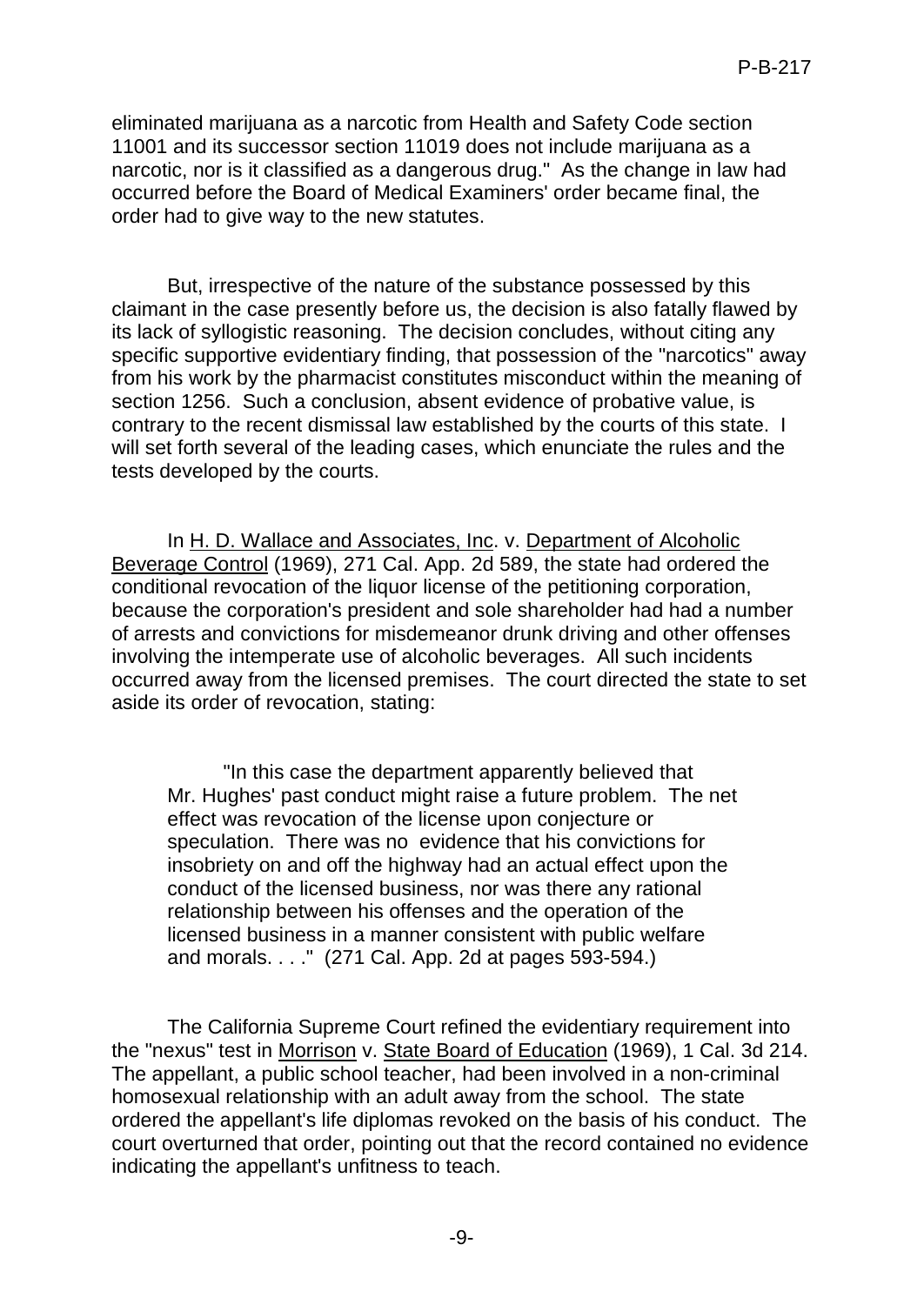eliminated marijuana as a narcotic from Health and Safety Code section 11001 and its successor section 11019 does not include marijuana as a narcotic, nor is it classified as a dangerous drug." As the change in law had occurred before the Board of Medical Examiners' order became final, the order had to give way to the new statutes.

But, irrespective of the nature of the substance possessed by this claimant in the case presently before us, the decision is also fatally flawed by its lack of syllogistic reasoning. The decision concludes, without citing any specific supportive evidentiary finding, that possession of the "narcotics" away from his work by the pharmacist constitutes misconduct within the meaning of section 1256. Such a conclusion, absent evidence of probative value, is contrary to the recent dismissal law established by the courts of this state. I will set forth several of the leading cases, which enunciate the rules and the tests developed by the courts.

In H. D. Wallace and Associates, Inc. v. Department of Alcoholic Beverage Control (1969), 271 Cal. App. 2d 589, the state had ordered the conditional revocation of the liquor license of the petitioning corporation, because the corporation's president and sole shareholder had had a number of arrests and convictions for misdemeanor drunk driving and other offenses involving the intemperate use of alcoholic beverages. All such incidents occurred away from the licensed premises. The court directed the state to set aside its order of revocation, stating:

> "In this case the department apparently believed that Mr. Hughes' past conduct might raise a future problem. The net effect was revocation of the license upon conjecture or speculation. There was no evidence that his convictions for insobriety on and off the highway had an actual effect upon the conduct of the licensed business, nor was there any rational relationship between his offenses and the operation of the licensed business in a manner consistent with public welfare and morals. . . ." (271 Cal. App. 2d at pages 593-594.)

The California Supreme Court refined the evidentiary requirement into the "nexus" test in Morrison v. State Board of Education (1969), 1 Cal. 3d 214. The appellant, a public school teacher, had been involved in a non-criminal homosexual relationship with an adult away from the school. The state ordered the appellant's life diplomas revoked on the basis of his conduct. The court overturned that order, pointing out that the record contained no evidence indicating the appellant's unfitness to teach.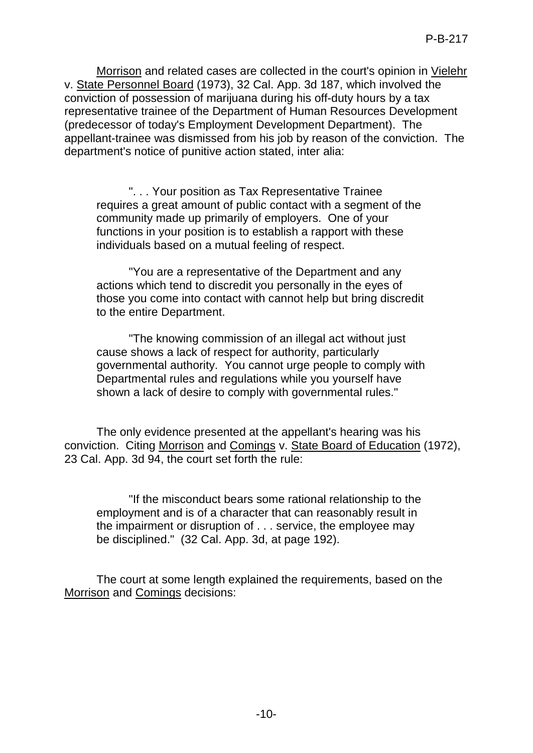Morrison and related cases are collected in the court's opinion in Vielehr v. State Personnel Board (1973), 32 Cal. App. 3d 187, which involved the conviction of possession of marijuana during his off-duty hours by a tax representative trainee of the Department of Human Resources Development (predecessor of today's Employment Development Department). The appellant-trainee was dismissed from his job by reason of the conviction. The department's notice of punitive action stated, inter alia:

> ". . . Your position as Tax Representative Trainee requires a great amount of public contact with a segment of the community made up primarily of employers. One of your functions in your position is to establish a rapport with these individuals based on a mutual feeling of respect.
>
> "You are a representative of the Department and any actions which tend to discredit you personally in the eyes of those you come into contact with cannot help but bring discredit to the entire Department.
>
> "The knowing commission of an illegal act without just cause shows a lack of respect for authority, particularly governmental authority. You cannot urge people to comply with Departmental rules and regulations while you yourself have shown a lack of desire to comply with governmental rules."

The only evidence presented at the appellant's hearing was his conviction. Citing Morrison and Comings v. State Board of Education (1972), 23 Cal. App. 3d 94, the court set forth the rule:

> "If the misconduct bears some rational relationship to the employment and is of a character that can reasonably result in the impairment or disruption of . . . service, the employee may be disciplined." (32 Cal. App. 3d, at page 192).

The court at some length explained the requirements, based on the Morrison and Comings decisions: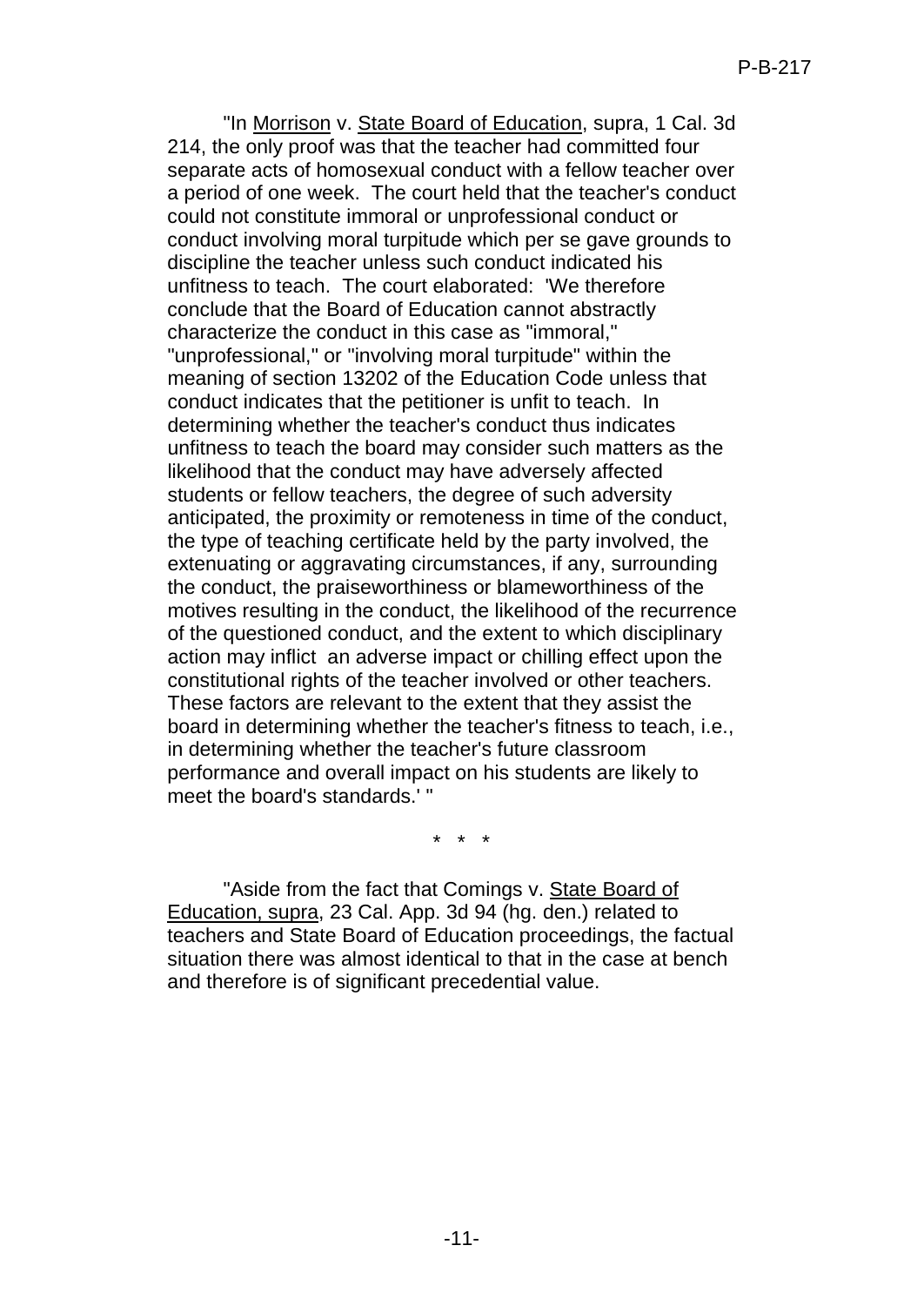"In Morrison v. State Board of Education, supra, 1 Cal. 3d 214, the only proof was that the teacher had committed four separate acts of homosexual conduct with a fellow teacher over a period of one week. The court held that the teacher's conduct could not constitute immoral or unprofessional conduct or conduct involving moral turpitude which per se gave grounds to discipline the teacher unless such conduct indicated his unfitness to teach. The court elaborated: 'We therefore conclude that the Board of Education cannot abstractly characterize the conduct in this case as "immoral," "unprofessional," or "involving moral turpitude" within the meaning of section 13202 of the Education Code unless that conduct indicates that the petitioner is unfit to teach. In determining whether the teacher's conduct thus indicates unfitness to teach the board may consider such matters as the likelihood that the conduct may have adversely affected students or fellow teachers, the degree of such adversity anticipated, the proximity or remoteness in time of the conduct, the type of teaching certificate held by the party involved, the extenuating or aggravating circumstances, if any, surrounding the conduct, the praiseworthiness or blameworthiness of the motives resulting in the conduct, the likelihood of the recurrence of the questioned conduct, and the extent to which disciplinary action may inflict an adverse impact or chilling effect upon the constitutional rights of the teacher involved or other teachers. These factors are relevant to the extent that they assist the board in determining whether the teacher's fitness to teach, i.e., in determining whether the teacher's future classroom performance and overall impact on his students are likely to meet the board's standards.' "

\* \* \*

"Aside from the fact that Comings v. State Board of Education, supra, 23 Cal. App. 3d 94 (hg. den.) related to teachers and State Board of Education proceedings, the factual situation there was almost identical to that in the case at bench and therefore is of significant precedential value.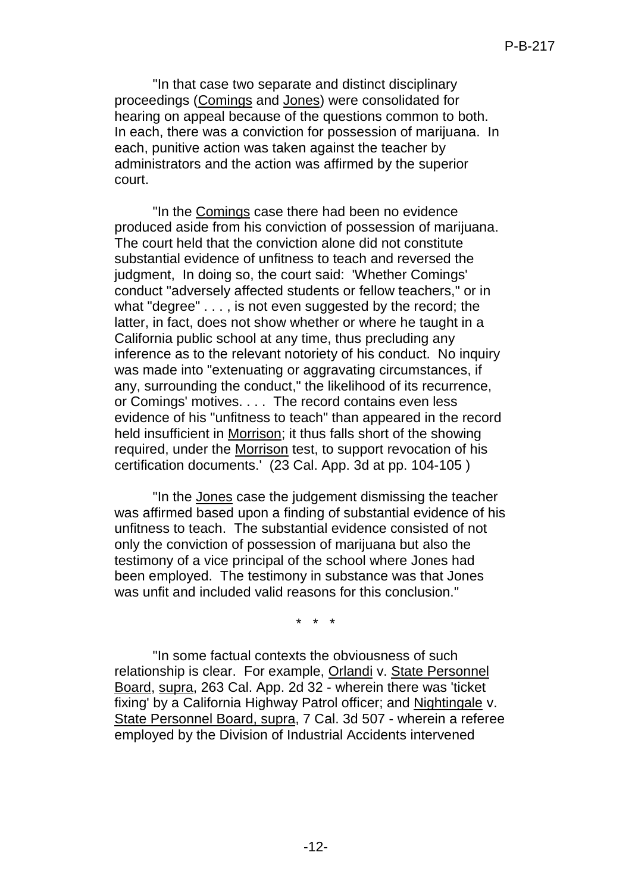"In that case two separate and distinct disciplinary proceedings (Comings and Jones) were consolidated for hearing on appeal because of the questions common to both. In each, there was a conviction for possession of marijuana. In each, punitive action was taken against the teacher by administrators and the action was affirmed by the superior court.

"In the Comings case there had been no evidence produced aside from his conviction of possession of marijuana. The court held that the conviction alone did not constitute substantial evidence of unfitness to teach and reversed the judgment, In doing so, the court said: 'Whether Comings' conduct "adversely affected students or fellow teachers," or in what "degree" . . . , is not even suggested by the record; the latter, in fact, does not show whether or where he taught in a California public school at any time, thus precluding any inference as to the relevant notoriety of his conduct. No inquiry was made into "extenuating or aggravating circumstances, if any, surrounding the conduct," the likelihood of its recurrence, or Comings' motives. . . . The record contains even less evidence of his "unfitness to teach" than appeared in the record held insufficient in Morrison; it thus falls short of the showing required, under the Morrison test, to support revocation of his certification documents.' (23 Cal. App. 3d at pp. 104-105 )

"In the Jones case the judgement dismissing the teacher was affirmed based upon a finding of substantial evidence of his unfitness to teach. The substantial evidence consisted of not only the conviction of possession of marijuana but also the testimony of a vice principal of the school where Jones had been employed. The testimony in substance was that Jones was unfit and included valid reasons for this conclusion."

\* \* \*

"In some factual contexts the obviousness of such relationship is clear. For example, Orlandi v. State Personnel Board, supra, 263 Cal. App. 2d 32 - wherein there was 'ticket fixing' by a California Highway Patrol officer; and Nightingale v. State Personnel Board, supra, 7 Cal. 3d 507 - wherein a referee employed by the Division of Industrial Accidents intervened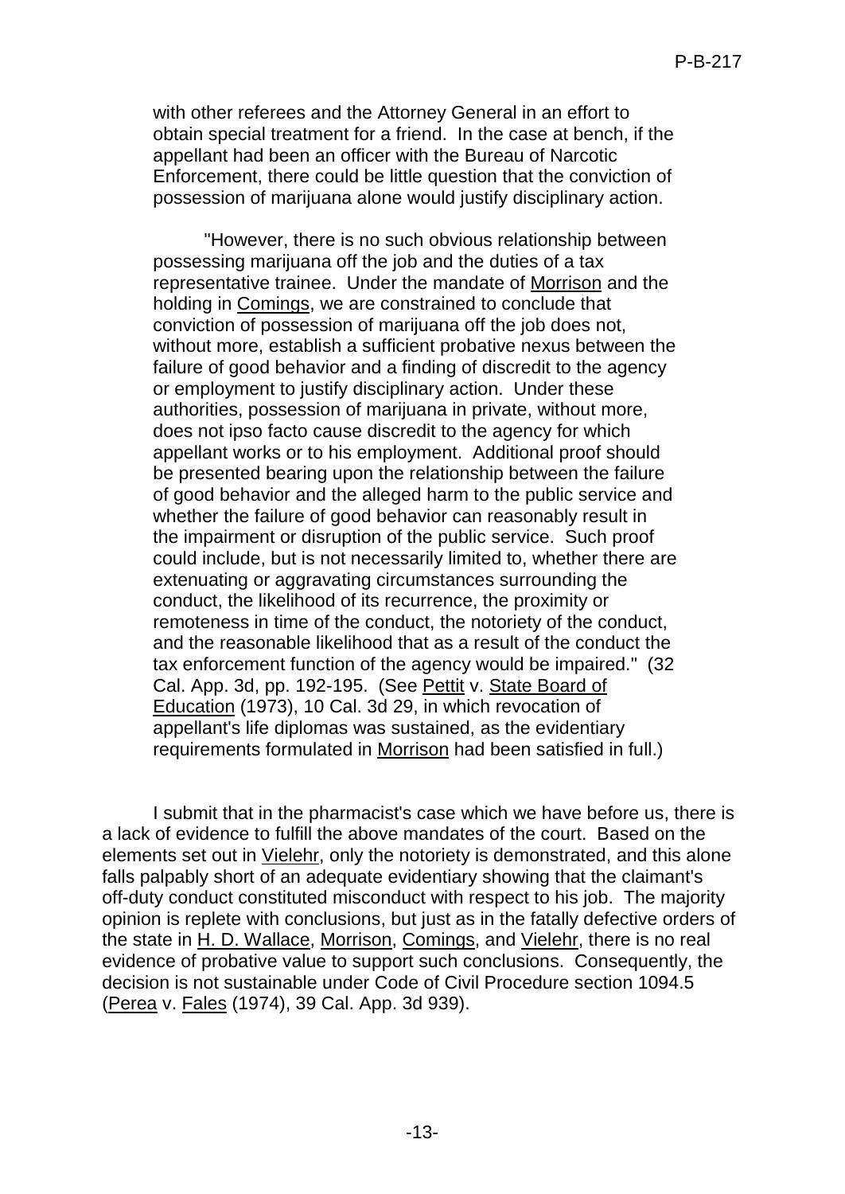with other referees and the Attorney General in an effort to obtain special treatment for a friend. In the case at bench, if the appellant had been an officer with the Bureau of Narcotic Enforcement, there could be little question that the conviction of possession of marijuana alone would justify disciplinary action.

> "However, there is no such obvious relationship between possessing marijuana off the job and the duties of a tax representative trainee. Under the mandate of Morrison and the holding in Comings, we are constrained to conclude that conviction of possession of marijuana off the job does not, without more, establish a sufficient probative nexus between the failure of good behavior and a finding of discredit to the agency or employment to justify disciplinary action. Under these authorities, possession of marijuana in private, without more, does not ipso facto cause discredit to the agency for which appellant works or to his employment. Additional proof should be presented bearing upon the relationship between the failure of good behavior and the alleged harm to the public service and whether the failure of good behavior can reasonably result in the impairment or disruption of the public service. Such proof could include, but is not necessarily limited to, whether there are extenuating or aggravating circumstances surrounding the conduct, the likelihood of its recurrence, the proximity or remoteness in time of the conduct, the notoriety of the conduct, and the reasonable likelihood that as a result of the conduct the tax enforcement function of the agency would be impaired." (32 Cal. App. 3d, pp. 192-195. (See Pettit v. State Board of Education (1973), 10 Cal. 3d 29, in which revocation of appellant's life diplomas was sustained, as the evidentiary requirements formulated in Morrison had been satisfied in full.)

I submit that in the pharmacist's case which we have before us, there is a lack of evidence to fulfill the above mandates of the court. Based on the elements set out in Vielehr, only the notoriety is demonstrated, and this alone falls palpably short of an adequate evidentiary showing that the claimant's off-duty conduct constituted misconduct with respect to his job. The majority opinion is replete with conclusions, but just as in the fatally defective orders of the state in H. D. Wallace, Morrison, Comings, and Vielehr, there is no real evidence of probative value to support such conclusions. Consequently, the decision is not sustainable under Code of Civil Procedure section 1094.5 (Perea v. Fales (1974), 39 Cal. App. 3d 939).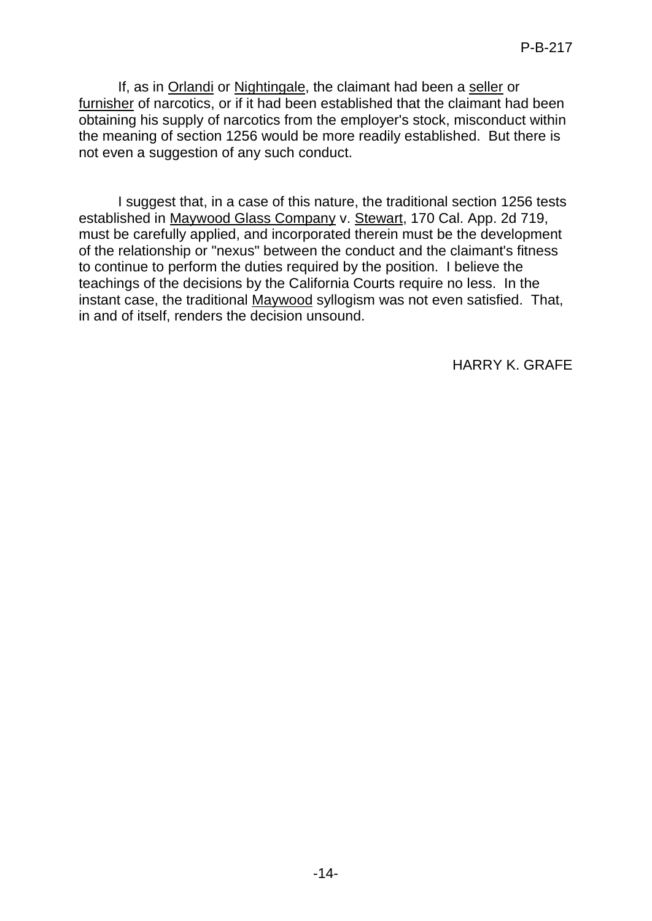If, as in Orlandi or Nightingale, the claimant had been a seller or furnisher of narcotics, or if it had been established that the claimant had been obtaining his supply of narcotics from the employer's stock, misconduct within the meaning of section 1256 would be more readily established. But there is not even a suggestion of any such conduct.

I suggest that, in a case of this nature, the traditional section 1256 tests established in Maywood Glass Company v. Stewart, 170 Cal. App. 2d 719, must be carefully applied, and incorporated therein must be the development of the relationship or "nexus" between the conduct and the claimant's fitness to continue to perform the duties required by the position. I believe the teachings of the decisions by the California Courts require no less. In the instant case, the traditional Maywood syllogism was not even satisfied. That, in and of itself, renders the decision unsound.

HARRY K. GRAFE